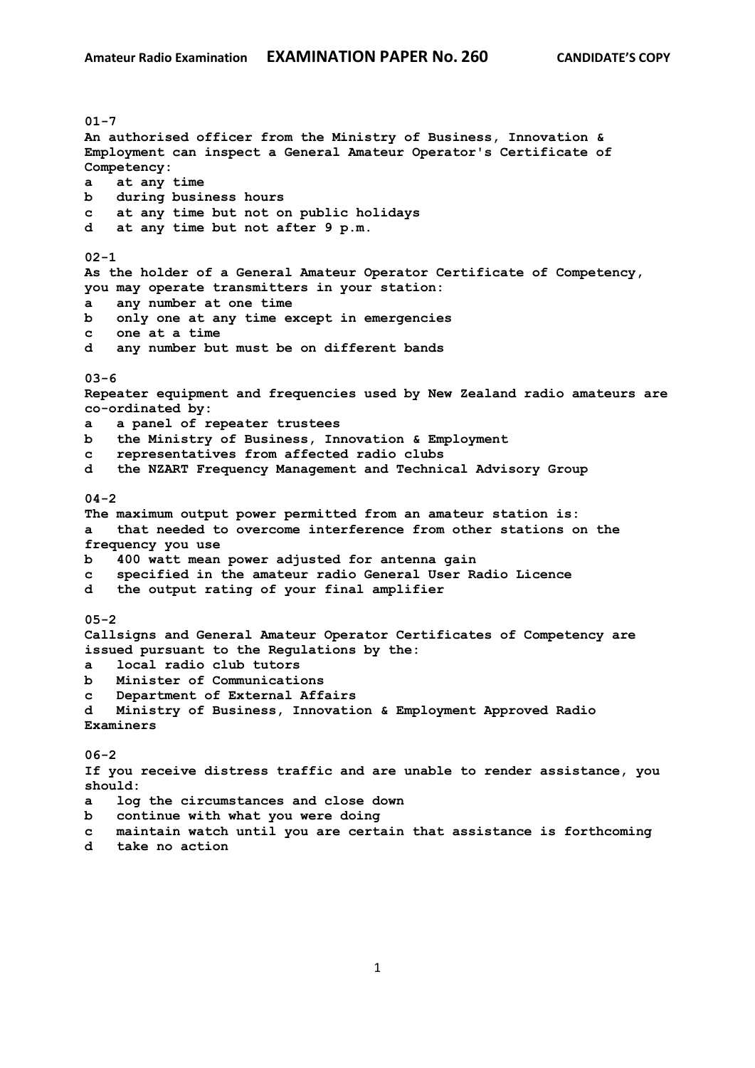**Amateur Radio Examination EXAMINATION PAPER No. 260 CANDIDATE'S COPY**

**01-7**
**An authorised officer from the Ministry of Business, Innovation & Employment can inspect a General Amateur Operator's Certificate of Competency:**
a at any time
b during business hours
c at any time but not on public holidays
d at any time but not after 9 p.m.

**02-1**
**As the holder of a General Amateur Operator Certificate of Competency, you may operate transmitters in your station:**
a any number at one time
b only one at any time except in emergencies
c one at a time
d any number but must be on different bands

**03-6**
**Repeater equipment and frequencies used by New Zealand radio amateurs are co-ordinated by:**
a a panel of repeater trustees
b the Ministry of Business, Innovation & Employment
c representatives from affected radio clubs
d the NZART Frequency Management and Technical Advisory Group

**04-2**
**The maximum output power permitted from an amateur station is:**
a that needed to overcome interference from other stations on the frequency you use
b 400 watt mean power adjusted for antenna gain
c specified in the amateur radio General User Radio Licence
d the output rating of your final amplifier

**05-2**
**Callsigns and General Amateur Operator Certificates of Competency are issued pursuant to the Regulations by the:**
a local radio club tutors
b Minister of Communications
c Department of External Affairs
d Ministry of Business, Innovation & Employment Approved Radio Examiners

**06-2**
**If you receive distress traffic and are unable to render assistance, you should:**
a log the circumstances and close down
b continue with what you were doing
c maintain watch until you are certain that assistance is forthcoming
d take no action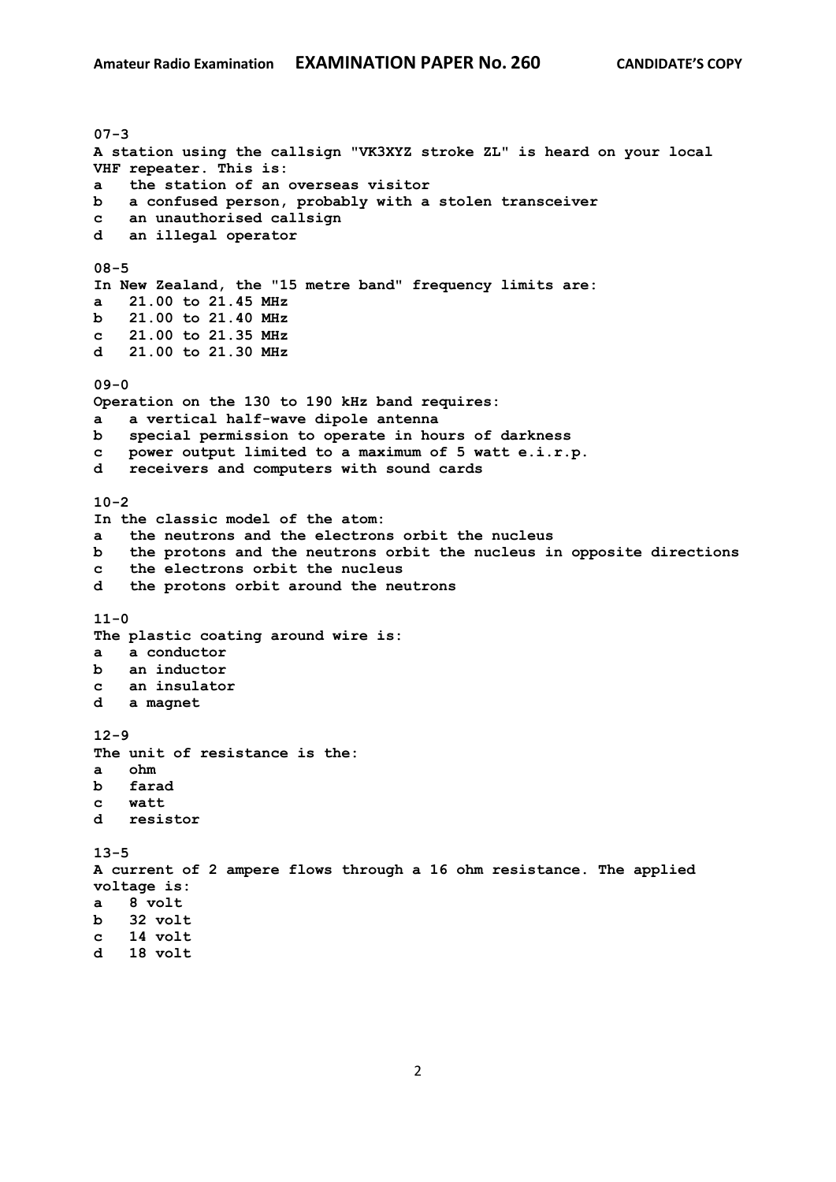**07-3**
**A station using the callsign "VK3XYZ stroke ZL" is heard on your local VHF repeater. This is:**
**a the station of an overseas visitor**
**b a confused person, probably with a stolen transceiver**
**c an unauthorised callsign**
**d an illegal operator**

**08-5**
**In New Zealand, the "15 metre band" frequency limits are:**
**a 21.00 to 21.45 MHz**
**b 21.00 to 21.40 MHz**
**c 21.00 to 21.35 MHz**
**d 21.00 to 21.30 MHz**

**09-0**
**Operation on the 130 to 190 kHz band requires:**
**a a vertical half-wave dipole antenna**
**b special permission to operate in hours of darkness**
**c power output limited to a maximum of 5 watt e.i.r.p.**
**d receivers and computers with sound cards**

**10-2**
**In the classic model of the atom:**
**a the neutrons and the electrons orbit the nucleus**
**b the protons and the neutrons orbit the nucleus in opposite directions**
**c the electrons orbit the nucleus**
**d the protons orbit around the neutrons**

**11-0**
**The plastic coating around wire is:**
**a a conductor**
**b an inductor**
**c an insulator**
**d a magnet**

**12-9**
**The unit of resistance is the:**
**a ohm**
**b farad**
**c watt**
**d resistor**

**13-5**
**A current of 2 ampere flows through a 16 ohm resistance. The applied voltage is:**
**a 8 volt**
**b 32 volt**
**c 14 volt**
**d 18 volt**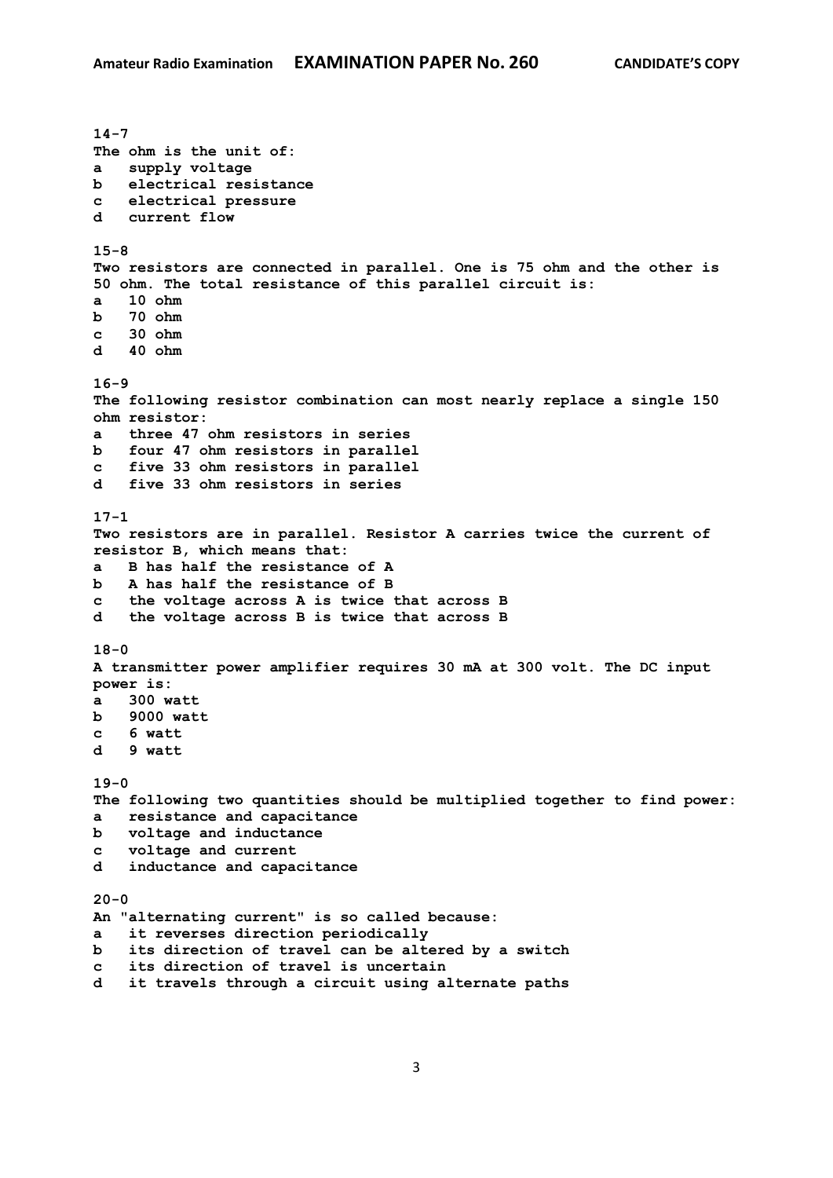**14-7**
**The ohm is the unit of:**
**a supply voltage**
**b electrical resistance**
**c electrical pressure**
**d current flow**

**15-8**
**Two resistors are connected in parallel. One is 75 ohm and the other is 50 ohm. The total resistance of this parallel circuit is:**
**a 10 ohm**
**b 70 ohm**
**c 30 ohm**
**d 40 ohm**

**16-9**
**The following resistor combination can most nearly replace a single 150 ohm resistor:**
**a three 47 ohm resistors in series**
**b four 47 ohm resistors in parallel**
**c five 33 ohm resistors in parallel**
**d five 33 ohm resistors in series**

**17-1**
**Two resistors are in parallel. Resistor A carries twice the current of resistor B, which means that:**
**a B has half the resistance of A**
**b A has half the resistance of B**
**c the voltage across A is twice that across B**
**d the voltage across B is twice that across A**

**18-0**
**A transmitter power amplifier requires 30 mA at 300 volt. The DC input power is:**
**a 300 watt**
**b 9000 watt**
**c 6 watt**
**d 9 watt**

**19-0**
**The following two quantities should be multiplied together to find power:**
**a resistance and capacitance**
**b voltage and inductance**
**c voltage and current**
**d inductance and capacitance**

**20-0**
**An "alternating current" is so called because:**
**a it reverses direction periodically**
**b its direction of travel can be altered by a switch**
**c its direction of travel is uncertain**
**d it travels through a circuit using alternate paths**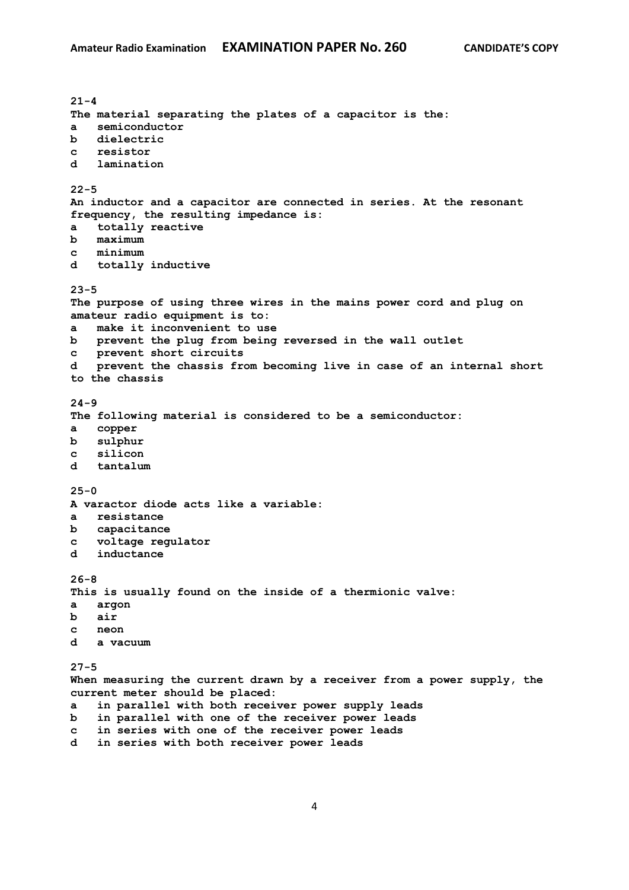**21-4**
**The material separating the plates of a capacitor is the:**
**a semiconductor**
**b dielectric**
**c resistor**
**d lamination**

**22-5**
**An inductor and a capacitor are connected in series. At the resonant frequency, the resulting impedance is:**
**a totally reactive**
**b maximum**
**c minimum**
**d totally inductive**

**23-5**
**The purpose of using three wires in the mains power cord and plug on amateur radio equipment is to:**
**a make it inconvenient to use**
**b prevent the plug from being reversed in the wall outlet**
**c prevent short circuits**
**d prevent the chassis from becoming live in case of an internal short to the chassis**

**24-9**
**The following material is considered to be a semiconductor:**
**a copper**
**b sulphur**
**c silicon**
**d tantalum**

**25-0**
**A varactor diode acts like a variable:**
**a resistance**
**b capacitance**
**c voltage regulator**
**d inductance**

**26-8**
**This is usually found on the inside of a thermionic valve:**
**a argon**
**b air**
**c neon**
**d a vacuum**

**27-5**
**When measuring the current drawn by a receiver from a power supply, the current meter should be placed:**
**a in parallel with both receiver power supply leads**
**b in parallel with one of the receiver power leads**
**c in series with one of the receiver power leads**
**d in series with both receiver power leads**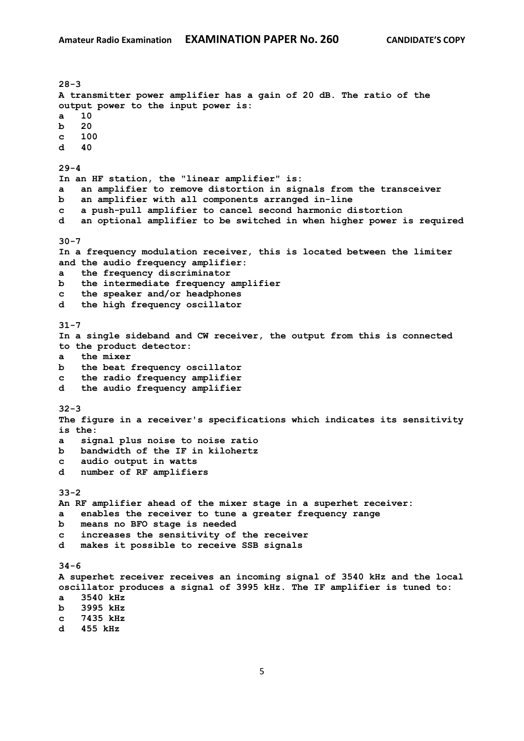**28-3**
**A transmitter power amplifier has a gain of 20 dB. The ratio of the output power to the input power is:**
**a 10**
**b 20**
**c 100**
**d 40**

**29-4**
**In an HF station, the "linear amplifier" is:**
**a an amplifier to remove distortion in signals from the transceiver**
**b an amplifier with all components arranged in-line**
**c a push-pull amplifier to cancel second harmonic distortion**
**d an optional amplifier to be switched in when higher power is required**

**30-7**
**In a frequency modulation receiver, this is located between the limiter and the audio frequency amplifier:**
**a the frequency discriminator**
**b the intermediate frequency amplifier**
**c the speaker and/or headphones**
**d the high frequency oscillator**

**31-7**
**In a single sideband and CW receiver, the output from this is connected to the product detector:**
**a the mixer**
**b the beat frequency oscillator**
**c the radio frequency amplifier**
**d the audio frequency amplifier**

**32-3**
**The figure in a receiver's specifications which indicates its sensitivity is the:**
**a signal plus noise to noise ratio**
**b bandwidth of the IF in kilohertz**
**c audio output in watts**
**d number of RF amplifiers**

**33-2**
**An RF amplifier ahead of the mixer stage in a superhet receiver:**
**a enables the receiver to tune a greater frequency range**
**b means no BFO stage is needed**
**c increases the sensitivity of the receiver**
**d makes it possible to receive SSB signals**

**34-6**
**A superhet receiver receives an incoming signal of 3540 kHz and the local oscillator produces a signal of 3995 kHz. The IF amplifier is tuned to:**
**a 3540 kHz**
**b 3995 kHz**
**c 7435 kHz**
**d 455 kHz**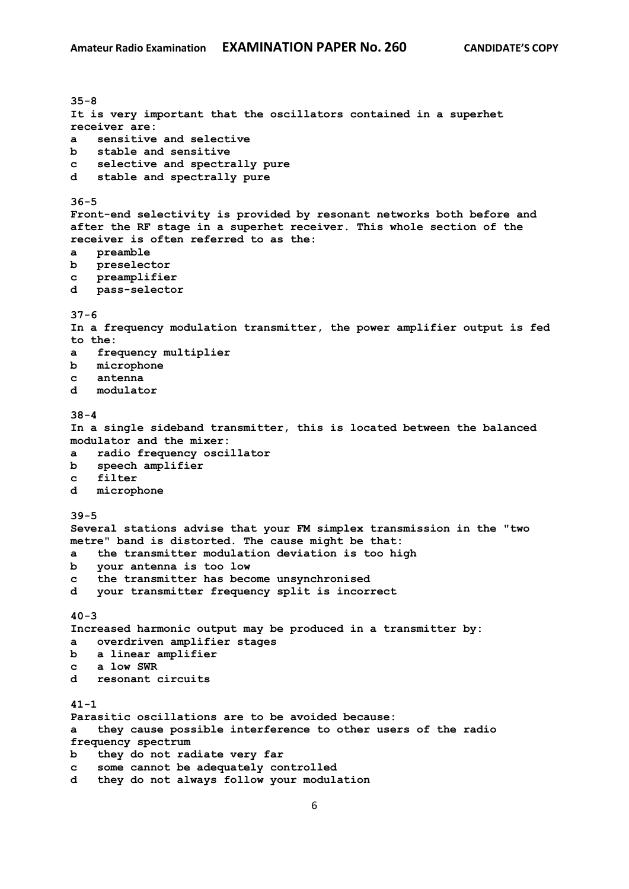**35-8**
**It is very important that the oscillators contained in a superhet receiver are:**
**a   sensitive and selective**
**b   stable and sensitive**
**c   selective and spectrally pure**
**d   stable and spectrally pure**

**36-5**
**Front-end selectivity is provided by resonant networks both before and after the RF stage in a superhet receiver. This whole section of the receiver is often referred to as the:**
**a   preamble**
**b   preselector**
**c   preamplifier**
**d   pass-selector**

**37-6**
**In a frequency modulation transmitter, the power amplifier output is fed to the:**
**a   frequency multiplier**
**b   microphone**
**c   antenna**
**d   modulator**

**38-4**
**In a single sideband transmitter, this is located between the balanced modulator and the mixer:**
**a   radio frequency oscillator**
**b   speech amplifier**
**c   filter**
**d   microphone**

**39-5**
**Several stations advise that your FM simplex transmission in the "two metre" band is distorted. The cause might be that:**
**a   the transmitter modulation deviation is too high**
**b   your antenna is too low**
**c   the transmitter has become unsynchronised**
**d   your transmitter frequency split is incorrect**

**40-3**
**Increased harmonic output may be produced in a transmitter by:**
**a   overdriven amplifier stages**
**b   a linear amplifier**
**c   a low SWR**
**d   resonant circuits**

**41-1**
**Parasitic oscillations are to be avoided because:**
**a   they cause possible interference to other users of the radio frequency spectrum**
**b   they do not radiate very far**
**c   some cannot be adequately controlled**
**d   they do not always follow your modulation**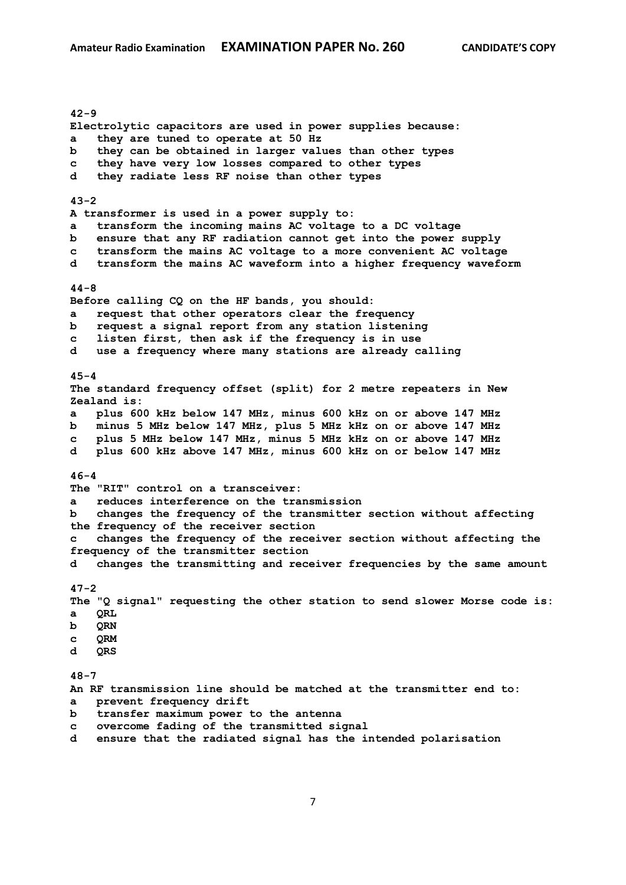**42-9**
**Electrolytic capacitors are used in power supplies because:**
**a** they are tuned to operate at 50 Hz
**b** they can be obtained in larger values than other types
**c** they have very low losses compared to other types
**d** they radiate less RF noise than other types

**43-2**
**A transformer is used in a power supply to:**
**a** transform the incoming mains AC voltage to a DC voltage
**b** ensure that any RF radiation cannot get into the power supply
**c** transform the mains AC voltage to a more convenient AC voltage
**d** transform the mains AC waveform into a higher frequency waveform

**44-8**
**Before calling CQ on the HF bands, you should:**
**a** request that other operators clear the frequency
**b** request a signal report from any station listening
**c** listen first, then ask if the frequency is in use
**d** use a frequency where many stations are already calling

**45-4**
**The standard frequency offset (split) for 2 metre repeaters in New Zealand is:**
**a** plus 600 kHz below 147 MHz, minus 600 kHz on or above 147 MHz
**b** minus 5 MHz below 147 MHz, plus 5 MHz kHz on or above 147 MHz
**c** plus 5 MHz below 147 MHz, minus 5 MHz kHz on or above 147 MHz
**d** plus 600 kHz above 147 MHz, minus 600 kHz on or below 147 MHz

**46-4**
**The "RIT" control on a transceiver:**
**a** reduces interference on the transmission
**b** changes the frequency of the transmitter section without affecting the frequency of the receiver section
**c** changes the frequency of the receiver section without affecting the frequency of the transmitter section
**d** changes the transmitting and receiver frequencies by the same amount

**47-2**
**The "Q signal" requesting the other station to send slower Morse code is:**
**a** QRL
**b** QRN
**c** QRM
**d** QRS

**48-7**
**An RF transmission line should be matched at the transmitter end to:**
**a** prevent frequency drift
**b** transfer maximum power to the antenna
**c** overcome fading of the transmitted signal
**d** ensure that the radiated signal has the intended polarisation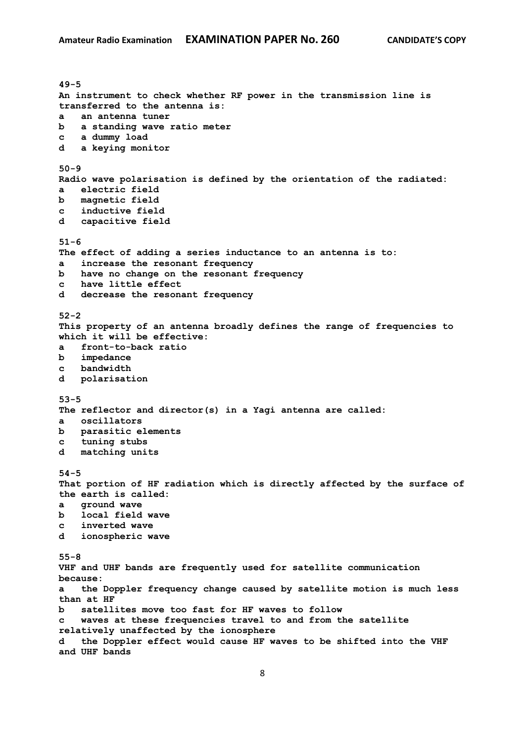**49-5**
**An instrument to check whether RF power in the transmission line is transferred to the antenna is:**
**a an antenna tuner**
**b a standing wave ratio meter**
**c a dummy load**
**d a keying monitor**

**50-9**
**Radio wave polarisation is defined by the orientation of the radiated:**
**a electric field**
**b magnetic field**
**c inductive field**
**d capacitive field**

**51-6**
**The effect of adding a series inductance to an antenna is to:**
**a increase the resonant frequency**
**b have no change on the resonant frequency**
**c have little effect**
**d decrease the resonant frequency**

**52-2**
**This property of an antenna broadly defines the range of frequencies to which it will be effective:**
**a front-to-back ratio**
**b impedance**
**c bandwidth**
**d polarisation**

**53-5**
**The reflector and director(s) in a Yagi antenna are called:**
**a oscillators**
**b parasitic elements**
**c tuning stubs**
**d matching units**

**54-5**
**That portion of HF radiation which is directly affected by the surface of the earth is called:**
**a ground wave**
**b local field wave**
**c inverted wave**
**d ionospheric wave**

**55-8**
**VHF and UHF bands are frequently used for satellite communication because:**
**a the Doppler frequency change caused by satellite motion is much less than at HF**
**b satellites move too fast for HF waves to follow**
**c waves at these frequencies travel to and from the satellite relatively unaffected by the ionosphere**
**d the Doppler effect would cause HF waves to be shifted into the VHF and UHF bands**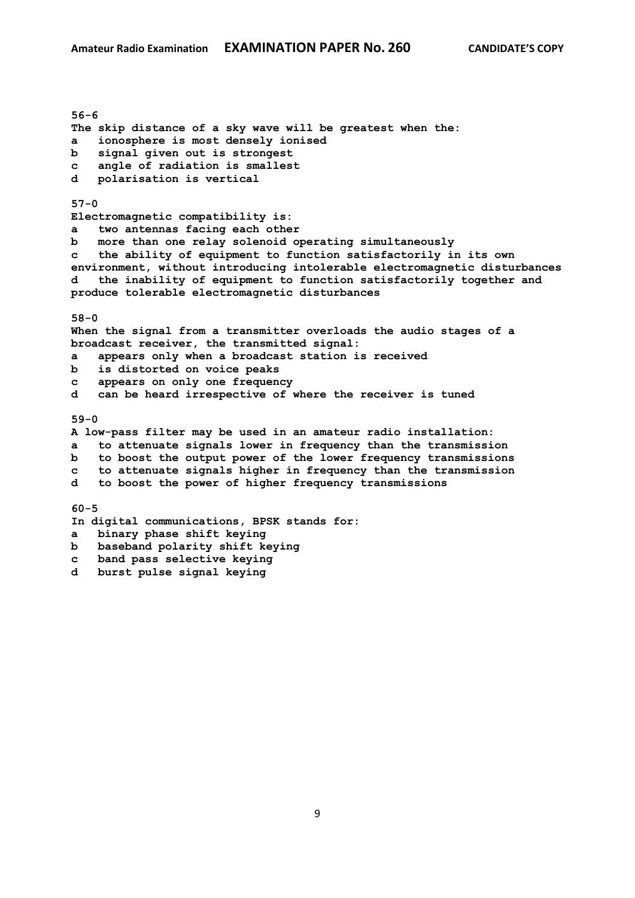**56-6**
**The skip distance of a sky wave will be greatest when the:**
**a ionosphere is most densely ionised**
**b signal given out is strongest**
**c angle of radiation is smallest**
**d polarisation is vertical**

**57-0**
**Electromagnetic compatibility is:**
**a two antennas facing each other**
**b more than one relay solenoid operating simultaneously**
**c the ability of equipment to function satisfactorily in its own environment, without introducing intolerable electromagnetic disturbances**
**d the inability of equipment to function satisfactorily together and produce tolerable electromagnetic disturbances**

**58-0**
**When the signal from a transmitter overloads the audio stages of a broadcast receiver, the transmitted signal:**
**a appears only when a broadcast station is received**
**b is distorted on voice peaks**
**c appears on only one frequency**
**d can be heard irrespective of where the receiver is tuned**

**59-0**
**A low-pass filter may be used in an amateur radio installation:**
**a to attenuate signals lower in frequency than the transmission**
**b to boost the output power of the lower frequency transmissions**
**c to attenuate signals higher in frequency than the transmission**
**d to boost the power of higher frequency transmissions**

**60-5**
**In digital communications, BPSK stands for:**
**a binary phase shift keying**
**b baseband polarity shift keying**
**c band pass selective keying**
**d burst pulse signal keying**